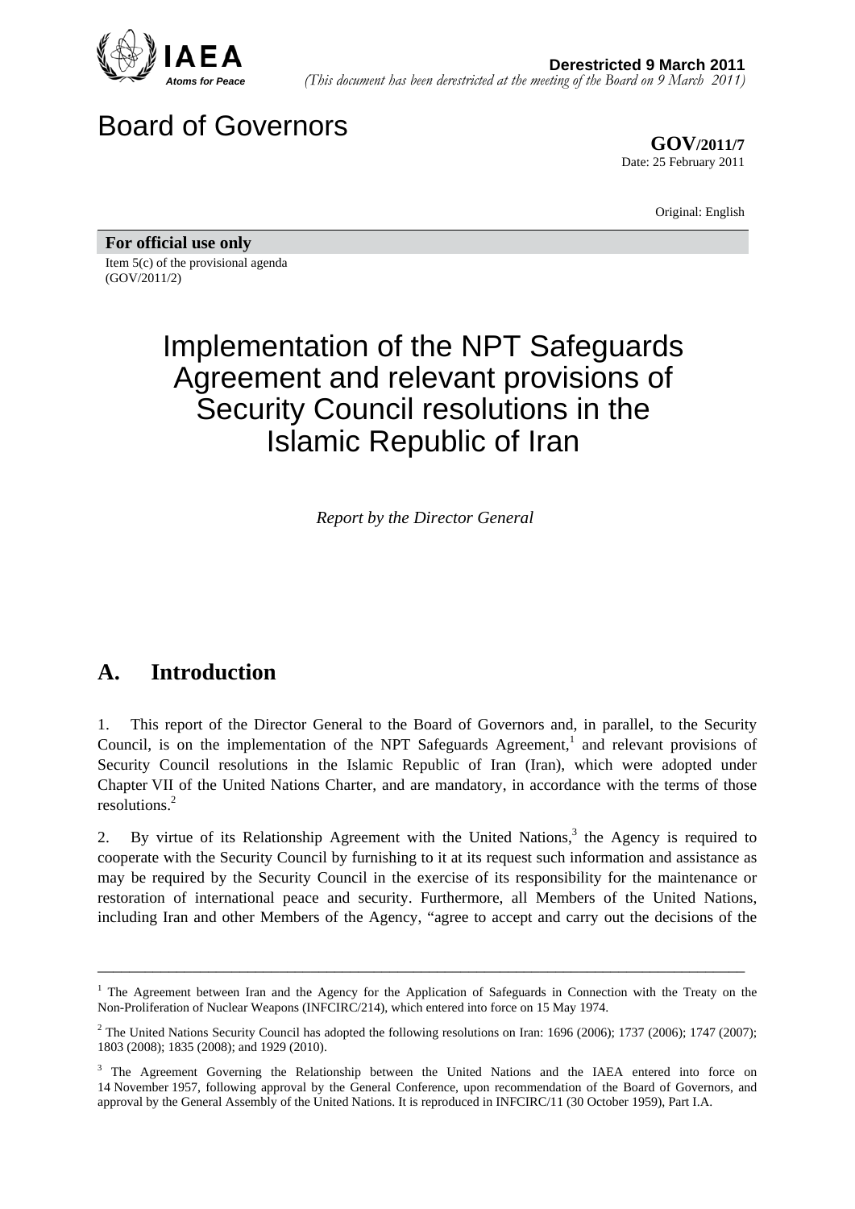IAEA
*Atoms for Peace*

**Derestricted 9 March 2011**
*(This document has been derestricted at the meeting of the Board on 9 March 2011)*

# Board of Governors

**GOV/2011/7**
Date: 25 February 2011

Original: English

**For official use only**
Item 5(c) of the provisional agenda
(GOV/2011/2)

# Implementation of the NPT Safeguards Agreement and relevant provisions of Security Council resolutions in the Islamic Republic of Iran

*Report by the Director General*

## A. Introduction

1. This report of the Director General to the Board of Governors and, in parallel, to the Security Council, is on the implementation of the NPT Safeguards Agreement,[1] and relevant provisions of Security Council resolutions in the Islamic Republic of Iran (Iran), which were adopted under Chapter VII of the United Nations Charter, and are mandatory, in accordance with the terms of those resolutions.[2]

2. By virtue of its Relationship Agreement with the United Nations,[3] the Agency is required to cooperate with the Security Council by furnishing to it at its request such information and assistance as may be required by the Security Council in the exercise of its responsibility for the maintenance or restoration of international peace and security. Furthermore, all Members of the United Nations, including Iran and other Members of the Agency, "agree to accept and carry out the decisions of the

---

[1] The Agreement between Iran and the Agency for the Application of Safeguards in Connection with the Treaty on the Non-Proliferation of Nuclear Weapons (INFCIRC/214), which entered into force on 15 May 1974.

[2] The United Nations Security Council has adopted the following resolutions on Iran: 1696 (2006); 1737 (2006); 1747 (2007); 1803 (2008); 1835 (2008); and 1929 (2010).

[3] The Agreement Governing the Relationship between the United Nations and the IAEA entered into force on 14 November 1957, following approval by the General Conference, upon recommendation of the Board of Governors, and approval by the General Assembly of the United Nations. It is reproduced in INFCIRC/11 (30 October 1959), Part I.A.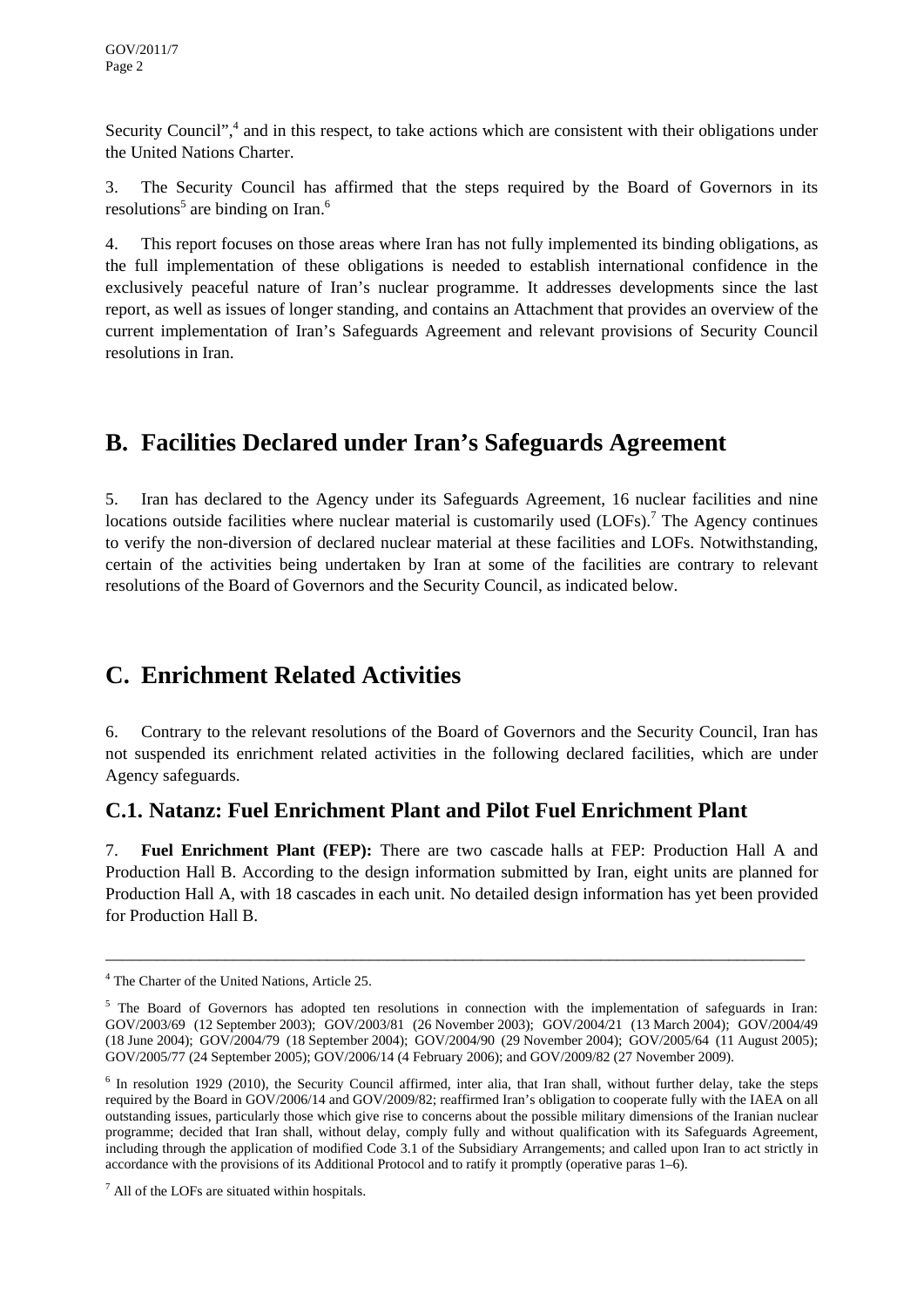Security Council",[4] and in this respect, to take actions which are consistent with their obligations under the United Nations Charter.

3. The Security Council has affirmed that the steps required by the Board of Governors in its resolutions[5] are binding on Iran.[6]

4. This report focuses on those areas where Iran has not fully implemented its binding obligations, as the full implementation of these obligations is needed to establish international confidence in the exclusively peaceful nature of Iran's nuclear programme. It addresses developments since the last report, as well as issues of longer standing, and contains an Attachment that provides an overview of the current implementation of Iran's Safeguards Agreement and relevant provisions of Security Council resolutions in Iran.

## B. Facilities Declared under Iran's Safeguards Agreement

5. Iran has declared to the Agency under its Safeguards Agreement, 16 nuclear facilities and nine locations outside facilities where nuclear material is customarily used (LOFs).[7] The Agency continues to verify the non-diversion of declared nuclear material at these facilities and LOFs. Notwithstanding, certain of the activities being undertaken by Iran at some of the facilities are contrary to relevant resolutions of the Board of Governors and the Security Council, as indicated below.

## C. Enrichment Related Activities

6. Contrary to the relevant resolutions of the Board of Governors and the Security Council, Iran has not suspended its enrichment related activities in the following declared facilities, which are under Agency safeguards.

### C.1. Natanz: Fuel Enrichment Plant and Pilot Fuel Enrichment Plant

7. **Fuel Enrichment Plant (FEP):** There are two cascade halls at FEP: Production Hall A and Production Hall B. According to the design information submitted by Iran, eight units are planned for Production Hall A, with 18 cascades in each unit. No detailed design information has yet been provided for Production Hall B.

---

[4] The Charter of the United Nations, Article 25.

[5] The Board of Governors has adopted ten resolutions in connection with the implementation of safeguards in Iran: GOV/2003/69 (12 September 2003); GOV/2003/81 (26 November 2003); GOV/2004/21 (13 March 2004); GOV/2004/49 (18 June 2004); GOV/2004/79 (18 September 2004); GOV/2004/90 (29 November 2004); GOV/2005/64 (11 August 2005); GOV/2005/77 (24 September 2005); GOV/2006/14 (4 February 2006); and GOV/2009/82 (27 November 2009).

[6] In resolution 1929 (2010), the Security Council affirmed, inter alia, that Iran shall, without further delay, take the steps required by the Board in GOV/2006/14 and GOV/2009/82; reaffirmed Iran's obligation to cooperate fully with the IAEA on all outstanding issues, particularly those which give rise to concerns about the possible military dimensions of the Iranian nuclear programme; decided that Iran shall, without delay, comply fully and without qualification with its Safeguards Agreement, including through the application of modified Code 3.1 of the Subsidiary Arrangements; and called upon Iran to act strictly in accordance with the provisions of its Additional Protocol and to ratify it promptly (operative paras 1–6).

[7] All of the LOFs are situated within hospitals.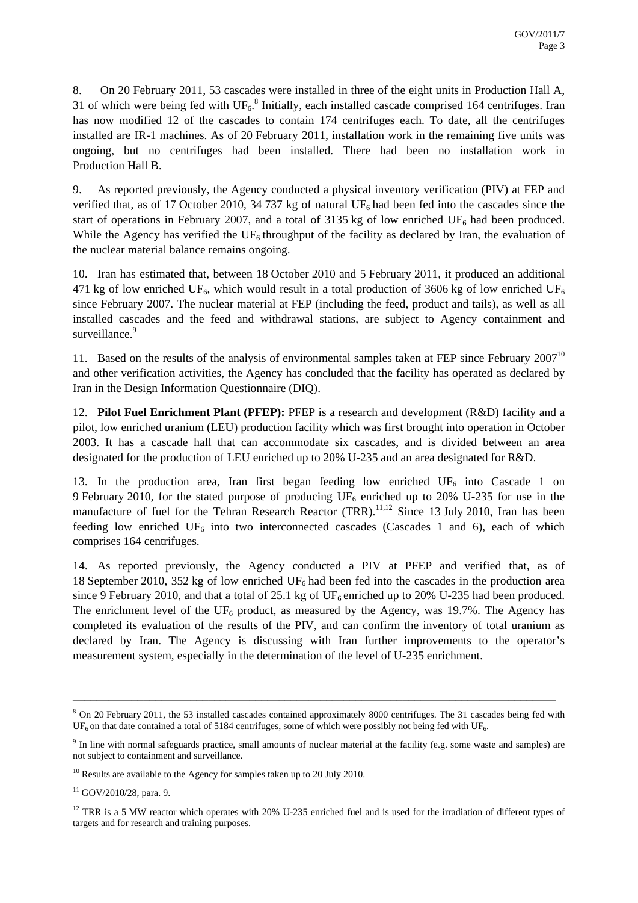8. On 20 February 2011, 53 cascades were installed in three of the eight units in Production Hall A, 31 of which were being fed with $UF_6$.[8] Initially, each installed cascade comprised 164 centrifuges. Iran has now modified 12 of the cascades to contain 174 centrifuges each. To date, all the centrifuges installed are IR-1 machines. As of 20 February 2011, installation work in the remaining five units was ongoing, but no centrifuges had been installed. There had been no installation work in Production Hall B.

9. As reported previously, the Agency conducted a physical inventory verification (PIV) at FEP and verified that, as of 17 October 2010, 34 737 kg of natural $UF_6$ had been fed into the cascades since the start of operations in February 2007, and a total of 3135 kg of low enriched $UF_6$ had been produced. While the Agency has verified the $UF_6$ throughput of the facility as declared by Iran, the evaluation of the nuclear material balance remains ongoing.

10. Iran has estimated that, between 18 October 2010 and 5 February 2011, it produced an additional 471 kg of low enriched $UF_6$, which would result in a total production of 3606 kg of low enriched $UF_6$ since February 2007. The nuclear material at FEP (including the feed, product and tails), as well as all installed cascades and the feed and withdrawal stations, are subject to Agency containment and surveillance.[9]

11. Based on the results of the analysis of environmental samples taken at FEP since February 2007[10] and other verification activities, the Agency has concluded that the facility has operated as declared by Iran in the Design Information Questionnaire (DIQ).

12. **Pilot Fuel Enrichment Plant (PFEP):** PFEP is a research and development (R&D) facility and a pilot, low enriched uranium (LEU) production facility which was first brought into operation in October 2003. It has a cascade hall that can accommodate six cascades, and is divided between an area designated for the production of LEU enriched up to 20% U-235 and an area designated for R&D.

13. In the production area, Iran first began feeding low enriched $UF_6$ into Cascade 1 on 9 February 2010, for the stated purpose of producing $UF_6$ enriched up to 20% U-235 for use in the manufacture of fuel for the Tehran Research Reactor (TRR).[11,12] Since 13 July 2010, Iran has been feeding low enriched $UF_6$ into two interconnected cascades (Cascades 1 and 6), each of which comprises 164 centrifuges.

14. As reported previously, the Agency conducted a PIV at PFEP and verified that, as of 18 September 2010, 352 kg of low enriched $UF_6$ had been fed into the cascades in the production area since 9 February 2010, and that a total of 25.1 kg of $UF_6$ enriched up to 20% U-235 had been produced. The enrichment level of the $UF_6$ product, as measured by the Agency, was 19.7%. The Agency has completed its evaluation of the results of the PIV, and can confirm the inventory of total uranium as declared by Iran. The Agency is discussing with Iran further improvements to the operator's measurement system, especially in the determination of the level of U-235 enrichment.

---

[8] On 20 February 2011, the 53 installed cascades contained approximately 8000 centrifuges. The 31 cascades being fed with $UF_6$ on that date contained a total of 5184 centrifuges, some of which were possibly not being fed with $UF_6$.

[9] In line with normal safeguards practice, small amounts of nuclear material at the facility (e.g. some waste and samples) are not subject to containment and surveillance.

[10] Results are available to the Agency for samples taken up to 20 July 2010.

[11] GOV/2010/28, para. 9.

[12] TRR is a 5 MW reactor which operates with 20% U-235 enriched fuel and is used for the irradiation of different types of targets and for research and training purposes.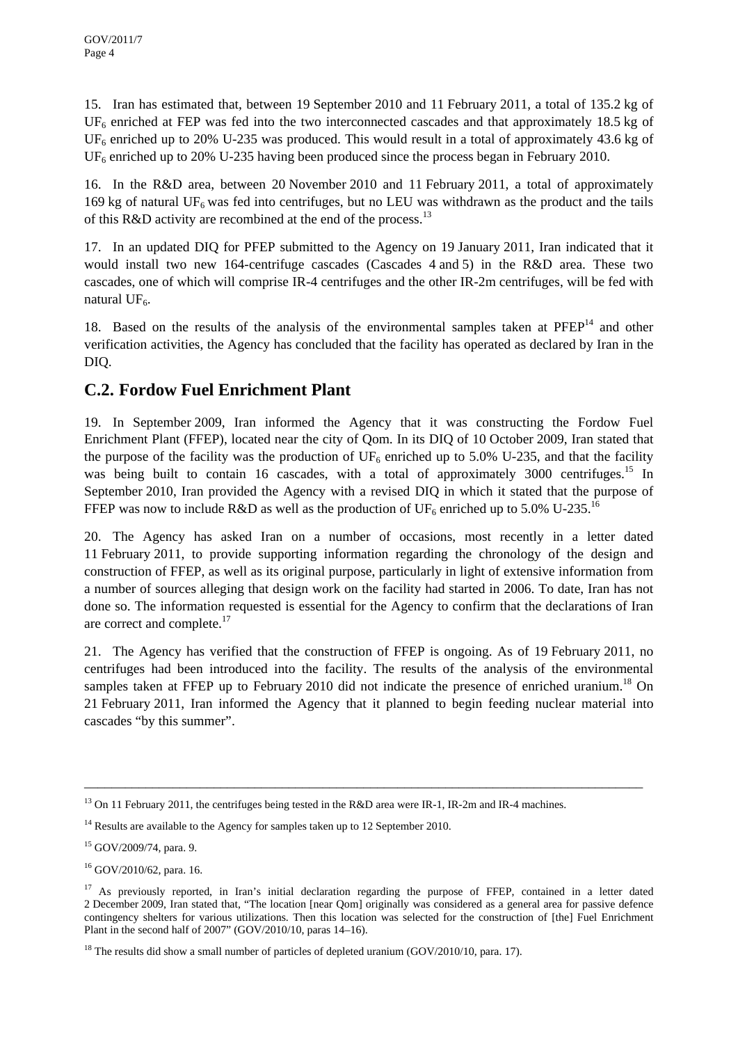15. Iran has estimated that, between 19 September 2010 and 11 February 2011, a total of 135.2 kg of $UF_6$ enriched at FEP was fed into the two interconnected cascades and that approximately 18.5 kg of $UF_6$ enriched up to 20% U-235 was produced. This would result in a total of approximately 43.6 kg of $UF_6$ enriched up to 20% U-235 having been produced since the process began in February 2010.

16. In the R&D area, between 20 November 2010 and 11 February 2011, a total of approximately 169 kg of natural $UF_6$ was fed into centrifuges, but no LEU was withdrawn as the product and the tails of this R&D activity are recombined at the end of the process.[13]

17. In an updated DIQ for PFEP submitted to the Agency on 19 January 2011, Iran indicated that it would install two new 164-centrifuge cascades (Cascades 4 and 5) in the R&D area. These two cascades, one of which will comprise IR-4 centrifuges and the other IR-2m centrifuges, will be fed with natural $UF_6$.

18. Based on the results of the analysis of the environmental samples taken at PFEP[14] and other verification activities, the Agency has concluded that the facility has operated as declared by Iran in the DIQ.

## C.2. Fordow Fuel Enrichment Plant

19. In September 2009, Iran informed the Agency that it was constructing the Fordow Fuel Enrichment Plant (FFEP), located near the city of Qom. In its DIQ of 10 October 2009, Iran stated that the purpose of the facility was the production of $UF_6$ enriched up to 5.0% U-235, and that the facility was being built to contain 16 cascades, with a total of approximately 3000 centrifuges.[15] In September 2010, Iran provided the Agency with a revised DIQ in which it stated that the purpose of FFEP was now to include R&D as well as the production of $UF_6$ enriched up to 5.0% U-235.[16]

20. The Agency has asked Iran on a number of occasions, most recently in a letter dated 11 February 2011, to provide supporting information regarding the chronology of the design and construction of FFEP, as well as its original purpose, particularly in light of extensive information from a number of sources alleging that design work on the facility had started in 2006. To date, Iran has not done so. The information requested is essential for the Agency to confirm that the declarations of Iran are correct and complete.[17]

21. The Agency has verified that the construction of FFEP is ongoing. As of 19 February 2011, no centrifuges had been introduced into the facility. The results of the analysis of the environmental samples taken at FFEP up to February 2010 did not indicate the presence of enriched uranium.[18] On 21 February 2011, Iran informed the Agency that it planned to begin feeding nuclear material into cascades "by this summer".

---

[13] On 11 February 2011, the centrifuges being tested in the R&D area were IR-1, IR-2m and IR-4 machines.

[14] Results are available to the Agency for samples taken up to 12 September 2010.

[15] GOV/2009/74, para. 9.

[16] GOV/2010/62, para. 16.

[17] As previously reported, in Iran's initial declaration regarding the purpose of FFEP, contained in a letter dated 2 December 2009, Iran stated that, "The location [near Qom] originally was considered as a general area for passive defence contingency shelters for various utilizations. Then this location was selected for the construction of [the] Fuel Enrichment Plant in the second half of 2007" (GOV/2010/10, paras 14–16).

[18] The results did show a small number of particles of depleted uranium (GOV/2010/10, para. 17).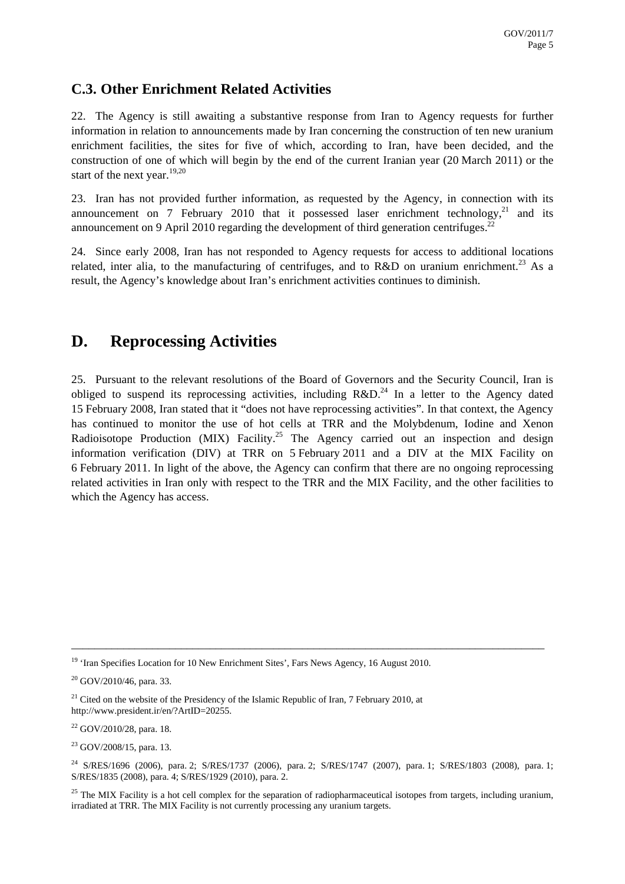### C.3. Other Enrichment Related Activities

22. The Agency is still awaiting a substantive response from Iran to Agency requests for further information in relation to announcements made by Iran concerning the construction of ten new uranium enrichment facilities, the sites for five of which, according to Iran, have been decided, and the construction of one of which will begin by the end of the current Iranian year (20 March 2011) or the start of the next year.[19,20]

23. Iran has not provided further information, as requested by the Agency, in connection with its announcement on 7 February 2010 that it possessed laser enrichment technology,[21] and its announcement on 9 April 2010 regarding the development of third generation centrifuges.[22]

24. Since early 2008, Iran has not responded to Agency requests for access to additional locations related, inter alia, to the manufacturing of centrifuges, and to R&D on uranium enrichment.[23] As a result, the Agency's knowledge about Iran's enrichment activities continues to diminish.

## D. Reprocessing Activities

25. Pursuant to the relevant resolutions of the Board of Governors and the Security Council, Iran is obliged to suspend its reprocessing activities, including R&D.[24] In a letter to the Agency dated 15 February 2008, Iran stated that it "does not have reprocessing activities". In that context, the Agency has continued to monitor the use of hot cells at TRR and the Molybdenum, Iodine and Xenon Radioisotope Production (MIX) Facility.[25] The Agency carried out an inspection and design information verification (DIV) at TRR on 5 February 2011 and a DIV at the MIX Facility on 6 February 2011. In light of the above, the Agency can confirm that there are no ongoing reprocessing related activities in Iran only with respect to the TRR and the MIX Facility, and the other facilities to which the Agency has access.

---

[19] 'Iran Specifies Location for 10 New Enrichment Sites', Fars News Agency, 16 August 2010.

[20] GOV/2010/46, para. 33.

[21] Cited on the website of the Presidency of the Islamic Republic of Iran, 7 February 2010, at http://www.president.ir/en/?ArtID=20255.

[22] GOV/2010/28, para. 18.

[23] GOV/2008/15, para. 13.

[24] S/RES/1696 (2006), para. 2; S/RES/1737 (2006), para. 2; S/RES/1747 (2007), para. 1; S/RES/1803 (2008), para. 1; S/RES/1835 (2008), para. 4; S/RES/1929 (2010), para. 2.

[25] The MIX Facility is a hot cell complex for the separation of radiopharmaceutical isotopes from targets, including uranium, irradiated at TRR. The MIX Facility is not currently processing any uranium targets.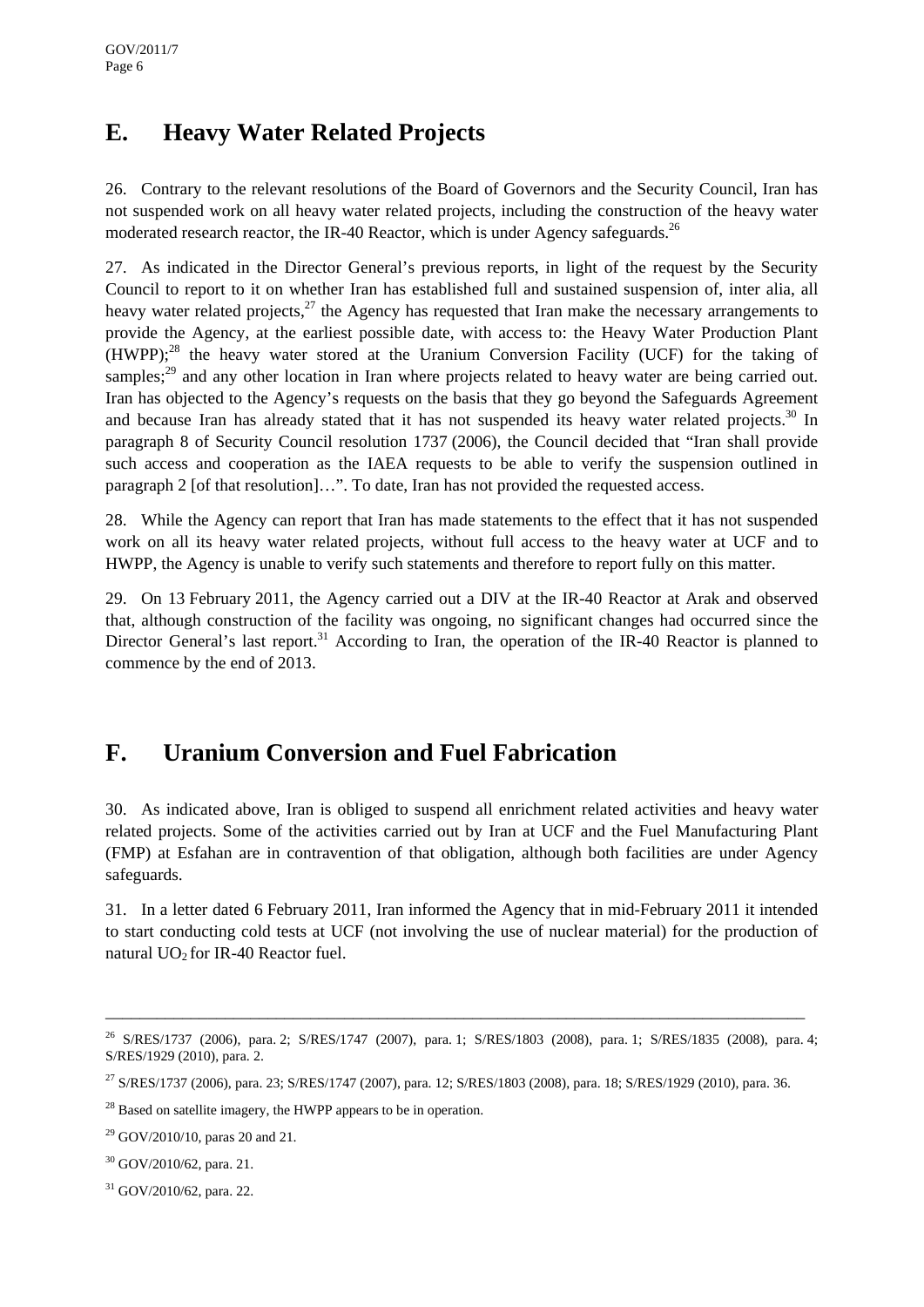## E. Heavy Water Related Projects

26. Contrary to the relevant resolutions of the Board of Governors and the Security Council, Iran has not suspended work on all heavy water related projects, including the construction of the heavy water moderated research reactor, the IR-40 Reactor, which is under Agency safeguards.[26]

27. As indicated in the Director General's previous reports, in light of the request by the Security Council to report to it on whether Iran has established full and sustained suspension of, inter alia, all heavy water related projects,[27] the Agency has requested that Iran make the necessary arrangements to provide the Agency, at the earliest possible date, with access to: the Heavy Water Production Plant (HWPP);[28] the heavy water stored at the Uranium Conversion Facility (UCF) for the taking of samples;[29] and any other location in Iran where projects related to heavy water are being carried out. Iran has objected to the Agency's requests on the basis that they go beyond the Safeguards Agreement and because Iran has already stated that it has not suspended its heavy water related projects.[30] In paragraph 8 of Security Council resolution 1737 (2006), the Council decided that "Iran shall provide such access and cooperation as the IAEA requests to be able to verify the suspension outlined in paragraph 2 [of that resolution]…". To date, Iran has not provided the requested access.

28. While the Agency can report that Iran has made statements to the effect that it has not suspended work on all its heavy water related projects, without full access to the heavy water at UCF and to HWPP, the Agency is unable to verify such statements and therefore to report fully on this matter.

29. On 13 February 2011, the Agency carried out a DIV at the IR-40 Reactor at Arak and observed that, although construction of the facility was ongoing, no significant changes had occurred since the Director General's last report.[31] According to Iran, the operation of the IR-40 Reactor is planned to commence by the end of 2013.

## F. Uranium Conversion and Fuel Fabrication

30. As indicated above, Iran is obliged to suspend all enrichment related activities and heavy water related projects. Some of the activities carried out by Iran at UCF and the Fuel Manufacturing Plant (FMP) at Esfahan are in contravention of that obligation, although both facilities are under Agency safeguards.

31. In a letter dated 6 February 2011, Iran informed the Agency that in mid-February 2011 it intended to start conducting cold tests at UCF (not involving the use of nuclear material) for the production of natural $UO_2$ for IR-40 Reactor fuel.

---

[26] S/RES/1737 (2006), para. 2; S/RES/1747 (2007), para. 1; S/RES/1803 (2008), para. 1; S/RES/1835 (2008), para. 4; S/RES/1929 (2010), para. 2.

[27] S/RES/1737 (2006), para. 23; S/RES/1747 (2007), para. 12; S/RES/1803 (2008), para. 18; S/RES/1929 (2010), para. 36.

[28] Based on satellite imagery, the HWPP appears to be in operation.

[29] GOV/2010/10, paras 20 and 21.

[30] GOV/2010/62, para. 21.

[31] GOV/2010/62, para. 22.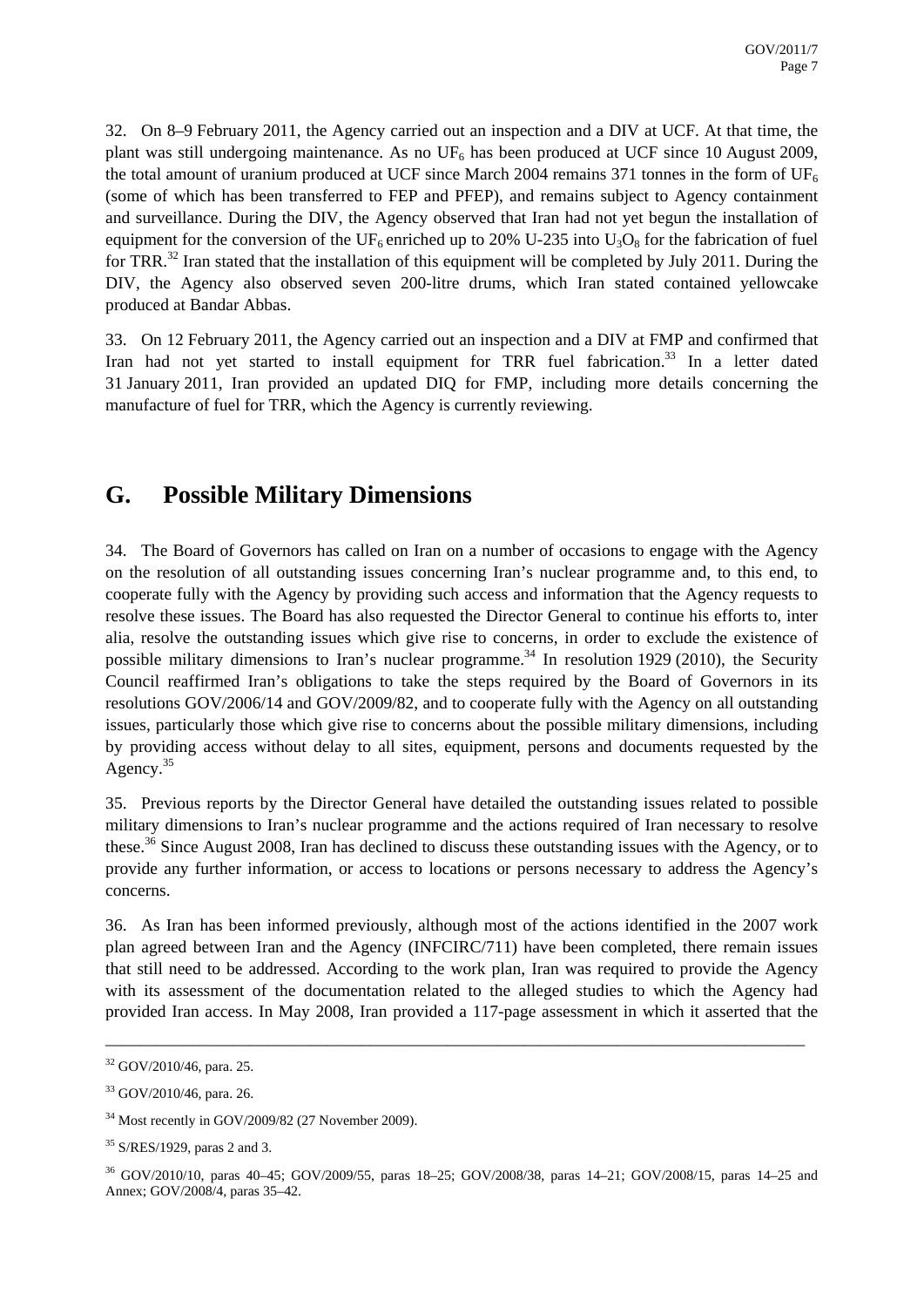32. On 8–9 February 2011, the Agency carried out an inspection and a DIV at UCF. At that time, the plant was still undergoing maintenance. As no $UF_6$ has been produced at UCF since 10 August 2009, the total amount of uranium produced at UCF since March 2004 remains 371 tonnes in the form of $UF_6$ (some of which has been transferred to FEP and PFEP), and remains subject to Agency containment and surveillance. During the DIV, the Agency observed that Iran had not yet begun the installation of equipment for the conversion of the $UF_6$ enriched up to 20% U-235 into $U_3O_8$ for the fabrication of fuel for TRR.[32] Iran stated that the installation of this equipment will be completed by July 2011. During the DIV, the Agency also observed seven 200-litre drums, which Iran stated contained yellowcake produced at Bandar Abbas.

33. On 12 February 2011, the Agency carried out an inspection and a DIV at FMP and confirmed that Iran had not yet started to install equipment for TRR fuel fabrication.[33] In a letter dated 31 January 2011, Iran provided an updated DIQ for FMP, including more details concerning the manufacture of fuel for TRR, which the Agency is currently reviewing.

## G. Possible Military Dimensions

34. The Board of Governors has called on Iran on a number of occasions to engage with the Agency on the resolution of all outstanding issues concerning Iran's nuclear programme and, to this end, to cooperate fully with the Agency by providing such access and information that the Agency requests to resolve these issues. The Board has also requested the Director General to continue his efforts to, inter alia, resolve the outstanding issues which give rise to concerns, in order to exclude the existence of possible military dimensions to Iran's nuclear programme.[34] In resolution 1929 (2010), the Security Council reaffirmed Iran's obligations to take the steps required by the Board of Governors in its resolutions GOV/2006/14 and GOV/2009/82, and to cooperate fully with the Agency on all outstanding issues, particularly those which give rise to concerns about the possible military dimensions, including by providing access without delay to all sites, equipment, persons and documents requested by the Agency.[35]

35. Previous reports by the Director General have detailed the outstanding issues related to possible military dimensions to Iran's nuclear programme and the actions required of Iran necessary to resolve these.[36] Since August 2008, Iran has declined to discuss these outstanding issues with the Agency, or to provide any further information, or access to locations or persons necessary to address the Agency's concerns.

36. As Iran has been informed previously, although most of the actions identified in the 2007 work plan agreed between Iran and the Agency (INFCIRC/711) have been completed, there remain issues that still need to be addressed. According to the work plan, Iran was required to provide the Agency with its assessment of the documentation related to the alleged studies to which the Agency had provided Iran access. In May 2008, Iran provided a 117-page assessment in which it asserted that the

---

[32] GOV/2010/46, para. 25.

[33] GOV/2010/46, para. 26.

[34] Most recently in GOV/2009/82 (27 November 2009).

[35] S/RES/1929, paras 2 and 3.

[36] GOV/2010/10, paras 40–45; GOV/2009/55, paras 18–25; GOV/2008/38, paras 14–21; GOV/2008/15, paras 14–25 and Annex; GOV/2008/4, paras 35–42.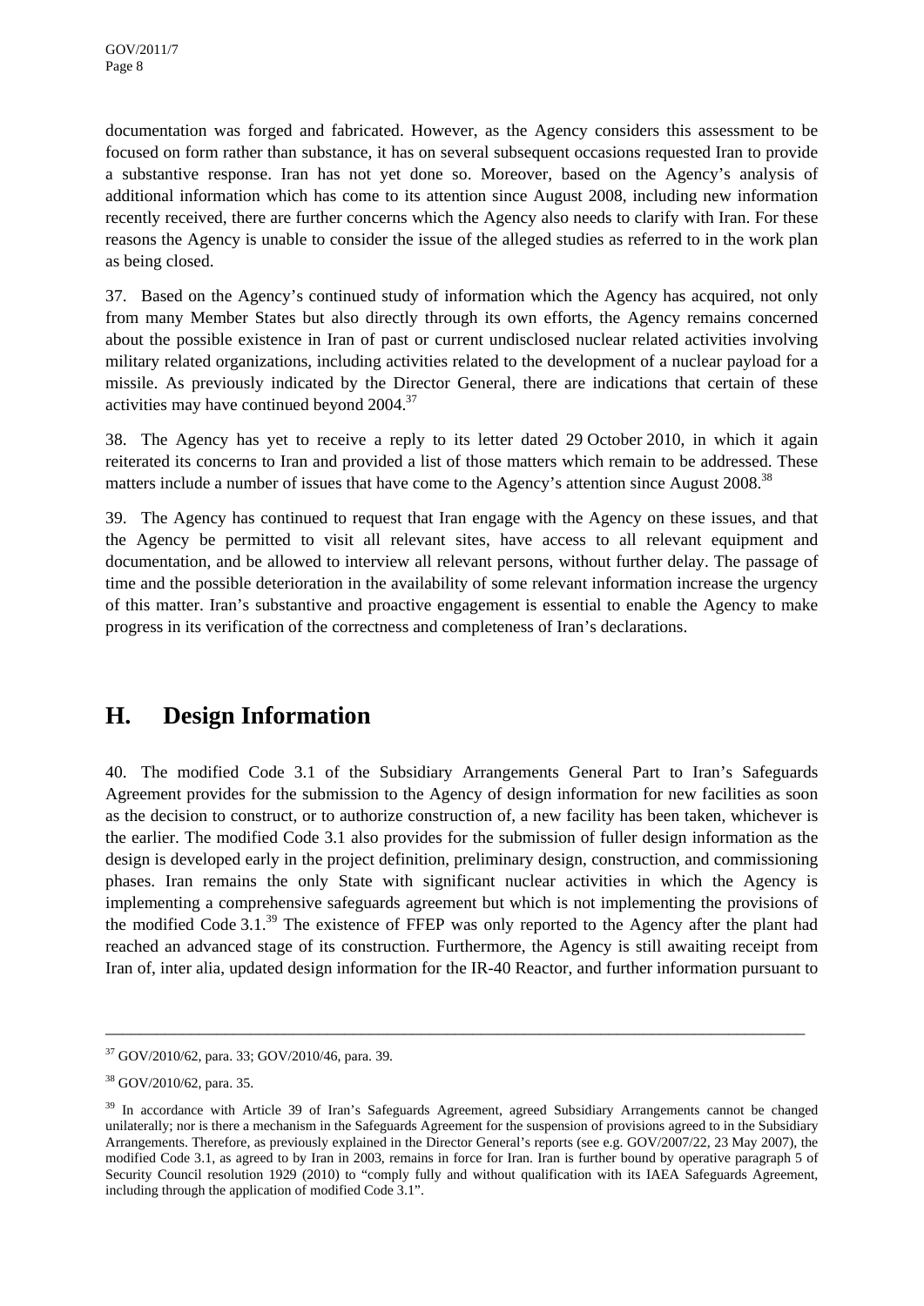documentation was forged and fabricated. However, as the Agency considers this assessment to be focused on form rather than substance, it has on several subsequent occasions requested Iran to provide a substantive response. Iran has not yet done so. Moreover, based on the Agency's analysis of additional information which has come to its attention since August 2008, including new information recently received, there are further concerns which the Agency also needs to clarify with Iran. For these reasons the Agency is unable to consider the issue of the alleged studies as referred to in the work plan as being closed.

37. Based on the Agency's continued study of information which the Agency has acquired, not only from many Member States but also directly through its own efforts, the Agency remains concerned about the possible existence in Iran of past or current undisclosed nuclear related activities involving military related organizations, including activities related to the development of a nuclear payload for a missile. As previously indicated by the Director General, there are indications that certain of these activities may have continued beyond 2004.[37]

38. The Agency has yet to receive a reply to its letter dated 29 October 2010, in which it again reiterated its concerns to Iran and provided a list of those matters which remain to be addressed. These matters include a number of issues that have come to the Agency's attention since August 2008.[38]

39. The Agency has continued to request that Iran engage with the Agency on these issues, and that the Agency be permitted to visit all relevant sites, have access to all relevant equipment and documentation, and be allowed to interview all relevant persons, without further delay. The passage of time and the possible deterioration in the availability of some relevant information increase the urgency of this matter. Iran's substantive and proactive engagement is essential to enable the Agency to make progress in its verification of the correctness and completeness of Iran's declarations.

## H. Design Information

40. The modified Code 3.1 of the Subsidiary Arrangements General Part to Iran's Safeguards Agreement provides for the submission to the Agency of design information for new facilities as soon as the decision to construct, or to authorize construction of, a new facility has been taken, whichever is the earlier. The modified Code 3.1 also provides for the submission of fuller design information as the design is developed early in the project definition, preliminary design, construction, and commissioning phases. Iran remains the only State with significant nuclear activities in which the Agency is implementing a comprehensive safeguards agreement but which is not implementing the provisions of the modified Code 3.1.[39] The existence of FFEP was only reported to the Agency after the plant had reached an advanced stage of its construction. Furthermore, the Agency is still awaiting receipt from Iran of, inter alia, updated design information for the IR-40 Reactor, and further information pursuant to

---

[37] GOV/2010/62, para. 33; GOV/2010/46, para. 39.

[38] GOV/2010/62, para. 35.

[39] In accordance with Article 39 of Iran's Safeguards Agreement, agreed Subsidiary Arrangements cannot be changed unilaterally; nor is there a mechanism in the Safeguards Agreement for the suspension of provisions agreed to in the Subsidiary Arrangements. Therefore, as previously explained in the Director General's reports (see e.g. GOV/2007/22, 23 May 2007), the modified Code 3.1, as agreed to by Iran in 2003, remains in force for Iran. Iran is further bound by operative paragraph 5 of Security Council resolution 1929 (2010) to "comply fully and without qualification with its IAEA Safeguards Agreement, including through the application of modified Code 3.1".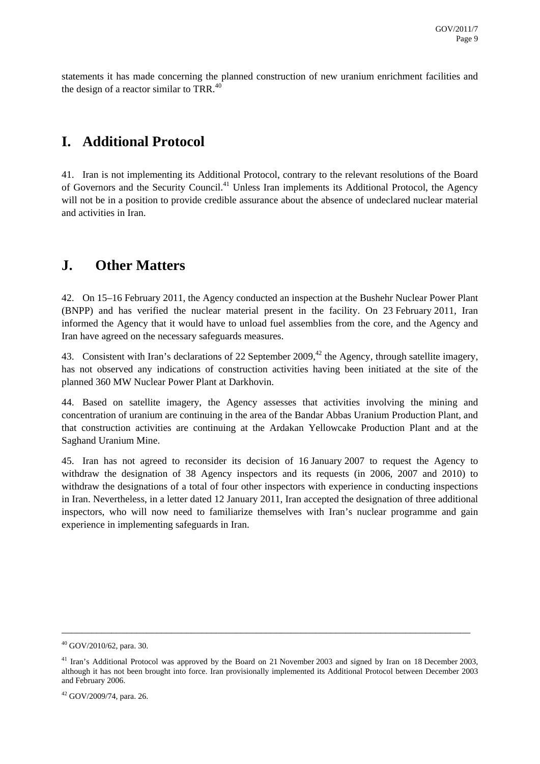statements it has made concerning the planned construction of new uranium enrichment facilities and the design of a reactor similar to TRR.[40]

## I. Additional Protocol

41. Iran is not implementing its Additional Protocol, contrary to the relevant resolutions of the Board of Governors and the Security Council.[41] Unless Iran implements its Additional Protocol, the Agency will not be in a position to provide credible assurance about the absence of undeclared nuclear material and activities in Iran.

## J. Other Matters

42. On 15–16 February 2011, the Agency conducted an inspection at the Bushehr Nuclear Power Plant (BNPP) and has verified the nuclear material present in the facility. On 23 February 2011, Iran informed the Agency that it would have to unload fuel assemblies from the core, and the Agency and Iran have agreed on the necessary safeguards measures.

43. Consistent with Iran's declarations of 22 September 2009,[42] the Agency, through satellite imagery, has not observed any indications of construction activities having been initiated at the site of the planned 360 MW Nuclear Power Plant at Darkhovin.

44. Based on satellite imagery, the Agency assesses that activities involving the mining and concentration of uranium are continuing in the area of the Bandar Abbas Uranium Production Plant, and that construction activities are continuing at the Ardakan Yellowcake Production Plant and at the Saghand Uranium Mine.

45. Iran has not agreed to reconsider its decision of 16 January 2007 to request the Agency to withdraw the designation of 38 Agency inspectors and its requests (in 2006, 2007 and 2010) to withdraw the designations of a total of four other inspectors with experience in conducting inspections in Iran. Nevertheless, in a letter dated 12 January 2011, Iran accepted the designation of three additional inspectors, who will now need to familiarize themselves with Iran's nuclear programme and gain experience in implementing safeguards in Iran.

---

[40] GOV/2010/62, para. 30.

[41] Iran's Additional Protocol was approved by the Board on 21 November 2003 and signed by Iran on 18 December 2003, although it has not been brought into force. Iran provisionally implemented its Additional Protocol between December 2003 and February 2006.

[42] GOV/2009/74, para. 26.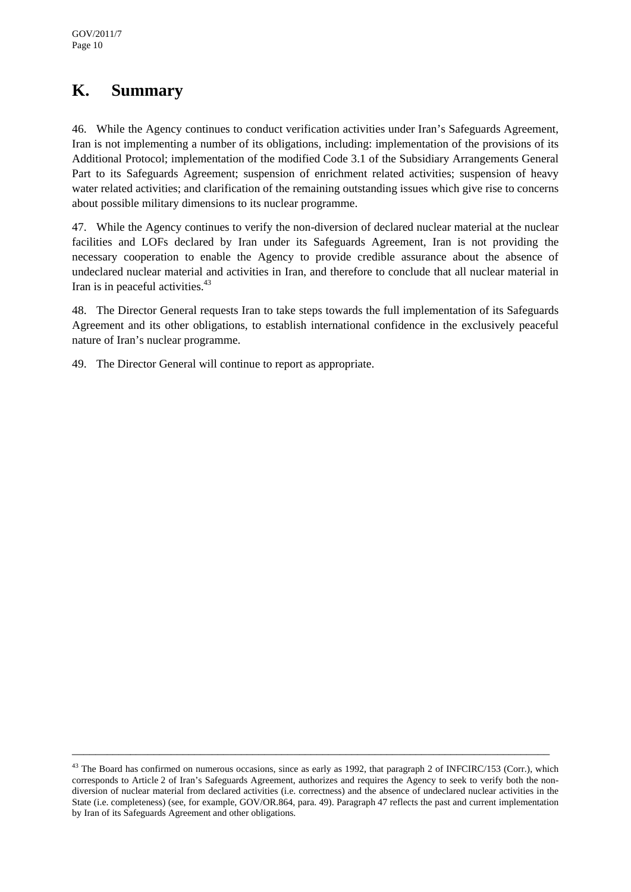## K. Summary

46. While the Agency continues to conduct verification activities under Iran's Safeguards Agreement, Iran is not implementing a number of its obligations, including: implementation of the provisions of its Additional Protocol; implementation of the modified Code 3.1 of the Subsidiary Arrangements General Part to its Safeguards Agreement; suspension of enrichment related activities; suspension of heavy water related activities; and clarification of the remaining outstanding issues which give rise to concerns about possible military dimensions to its nuclear programme.

47. While the Agency continues to verify the non-diversion of declared nuclear material at the nuclear facilities and LOFs declared by Iran under its Safeguards Agreement, Iran is not providing the necessary cooperation to enable the Agency to provide credible assurance about the absence of undeclared nuclear material and activities in Iran, and therefore to conclude that all nuclear material in Iran is in peaceful activities.[43]

48. The Director General requests Iran to take steps towards the full implementation of its Safeguards Agreement and its other obligations, to establish international confidence in the exclusively peaceful nature of Iran's nuclear programme.

49. The Director General will continue to report as appropriate.

---

[43] The Board has confirmed on numerous occasions, since as early as 1992, that paragraph 2 of INFCIRC/153 (Corr.), which corresponds to Article 2 of Iran's Safeguards Agreement, authorizes and requires the Agency to seek to verify both the non-diversion of nuclear material from declared activities (i.e. correctness) and the absence of undeclared nuclear activities in the State (i.e. completeness) (see, for example, GOV/OR.864, para. 49). Paragraph 47 reflects the past and current implementation by Iran of its Safeguards Agreement and other obligations.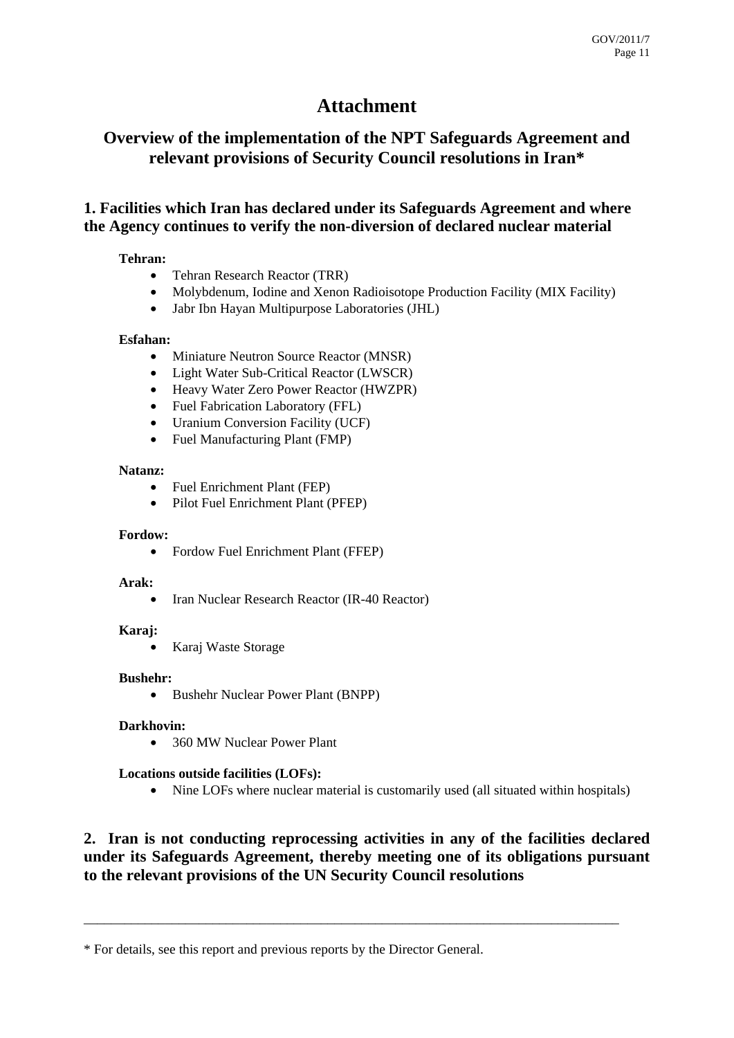# Attachment

## Overview of the implementation of the NPT Safeguards Agreement and relevant provisions of Security Council resolutions in Iran*

### 1. Facilities which Iran has declared under its Safeguards Agreement and where the Agency continues to verify the non-diversion of declared nuclear material

**Tehran:**

- Tehran Research Reactor (TRR)
- Molybdenum, Iodine and Xenon Radioisotope Production Facility (MIX Facility)
- Jabr Ibn Hayan Multipurpose Laboratories (JHL)

**Esfahan:**

- Miniature Neutron Source Reactor (MNSR)
- Light Water Sub-Critical Reactor (LWSCR)
- Heavy Water Zero Power Reactor (HWZPR)
- Fuel Fabrication Laboratory (FFL)
- Uranium Conversion Facility (UCF)
- Fuel Manufacturing Plant (FMP)

**Natanz:**

- Fuel Enrichment Plant (FEP)
- Pilot Fuel Enrichment Plant (PFEP)

**Fordow:**

- Fordow Fuel Enrichment Plant (FFEP)

**Arak:**

- Iran Nuclear Research Reactor (IR-40 Reactor)

**Karaj:**

- Karaj Waste Storage

**Bushehr:**

- Bushehr Nuclear Power Plant (BNPP)

**Darkhovin:**

- 360 MW Nuclear Power Plant

**Locations outside facilities (LOFs):**

- Nine LOFs where nuclear material is customarily used (all situated within hospitals)

### 2. Iran is not conducting reprocessing activities in any of the facilities declared under its Safeguards Agreement, thereby meeting one of its obligations pursuant to the relevant provisions of the UN Security Council resolutions

---

* For details, see this report and previous reports by the Director General.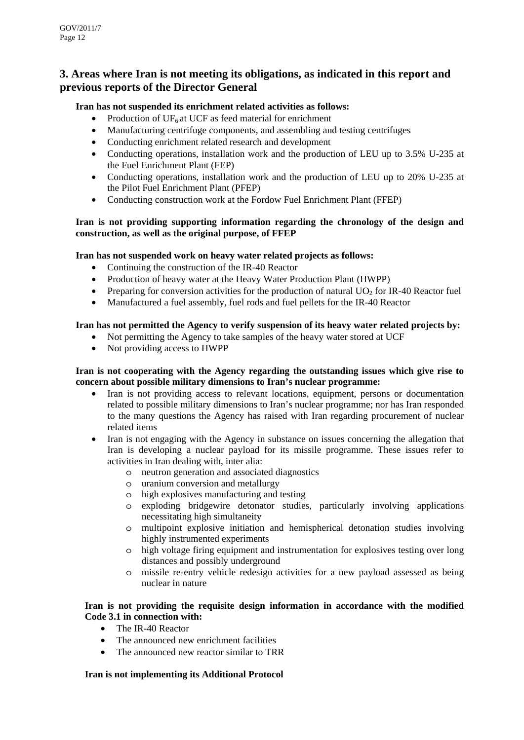## 3. Areas where Iran is not meeting its obligations, as indicated in this report and previous reports of the Director General

**Iran has not suspended its enrichment related activities as follows:**

- Production of $UF_6$ at UCF as feed material for enrichment
- Manufacturing centrifuge components, and assembling and testing centrifuges
- Conducting enrichment related research and development
- Conducting operations, installation work and the production of LEU up to 3.5% U-235 at the Fuel Enrichment Plant (FEP)
- Conducting operations, installation work and the production of LEU up to 20% U-235 at the Pilot Fuel Enrichment Plant (PFEP)
- Conducting construction work at the Fordow Fuel Enrichment Plant (FFEP)

**Iran is not providing supporting information regarding the chronology of the design and construction, as well as the original purpose, of FFEP**

**Iran has not suspended work on heavy water related projects as follows:**

- Continuing the construction of the IR-40 Reactor
- Production of heavy water at the Heavy Water Production Plant (HWPP)
- Preparing for conversion activities for the production of natural $UO_2$ for IR-40 Reactor fuel
- Manufactured a fuel assembly, fuel rods and fuel pellets for the IR-40 Reactor

**Iran has not permitted the Agency to verify suspension of its heavy water related projects by:**

- Not permitting the Agency to take samples of the heavy water stored at UCF
- Not providing access to HWPP

**Iran is not cooperating with the Agency regarding the outstanding issues which give rise to concern about possible military dimensions to Iran's nuclear programme:**

- Iran is not providing access to relevant locations, equipment, persons or documentation related to possible military dimensions to Iran's nuclear programme; nor has Iran responded to the many questions the Agency has raised with Iran regarding procurement of nuclear related items
- Iran is not engaging with the Agency in substance on issues concerning the allegation that Iran is developing a nuclear payload for its missile programme. These issues refer to activities in Iran dealing with, inter alia:
  - neutron generation and associated diagnostics
  - uranium conversion and metallurgy
  - high explosives manufacturing and testing
  - exploding bridgewire detonator studies, particularly involving applications necessitating high simultaneity
  - multipoint explosive initiation and hemispherical detonation studies involving highly instrumented experiments
  - high voltage firing equipment and instrumentation for explosives testing over long distances and possibly underground
  - missile re-entry vehicle redesign activities for a new payload assessed as being nuclear in nature

**Iran is not providing the requisite design information in accordance with the modified Code 3.1 in connection with:**

- The IR-40 Reactor
- The announced new enrichment facilities
- The announced new reactor similar to TRR

**Iran is not implementing its Additional Protocol**